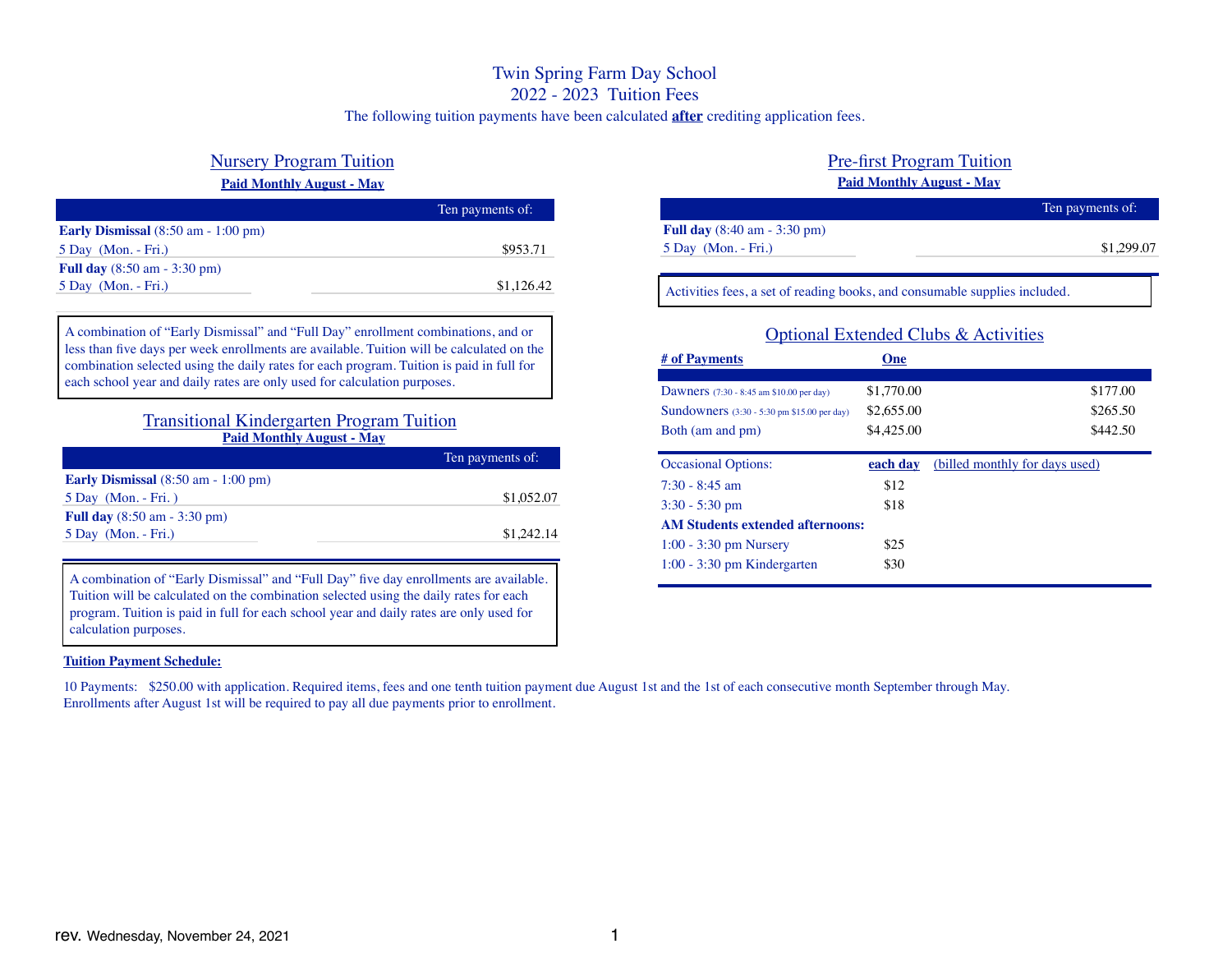# Twin Spring Farm Day School

## 2022 - 2023 Tuition Fees

The following tuition payments have been calculated **after** crediting application fees.

## Nursery Program Tuition

**Paid Monthly August - May**

| | Ten payments of: |
|---|---|
| **Early Dismissal** (8:50 am - 1:00 pm) | |
| 5 Day (Mon. - Fri.) | $953.71 |
| **Full day** (8:50 am - 3:30 pm) | |
| 5 Day (Mon. - Fri.) | $1,126.42 |

A combination of "Early Dismissal" and "Full Day" enrollment combinations, and or less than five days per week enrollments are available. Tuition will be calculated on the combination selected using the daily rates for each program. Tuition is paid in full for each school year and daily rates are only used for calculation purposes.

## Transitional Kindergarten Program Tuition

**Paid Monthly August - May**

| | Ten payments of: |
|---|---|
| **Early Dismissal** (8:50 am - 1:00 pm) | |
| 5 Day (Mon. - Fri. ) | $1,052.07 |
| **Full day** (8:50 am - 3:30 pm) | |
| 5 Day (Mon. - Fri.) | $1,242.14 |

A combination of "Early Dismissal" and "Full Day" five day enrollments are available. Tuition will be calculated on the combination selected using the daily rates for each program. Tuition is paid in full for each school year and daily rates are only used for calculation purposes.

**Tuition Payment Schedule:**

10 Payments: $250.00 with application. Required items, fees and one tenth tuition payment due August 1st and the 1st of each consecutive month September through May. Enrollments after August 1st will be required to pay all due payments prior to enrollment.

## Pre-first Program Tuition

**Paid Monthly August - May**

| | Ten payments of: |
|---|---|
| **Full day** (8:40 am - 3:30 pm) | |
| 5 Day (Mon. - Fri.) | $1,299.07 |

Activities fees, a set of reading books, and consumable supplies included.

## Optional Extended Clubs & Activities

| **# of Payments** | **One** | |
|---|---|---|
| Dawners (7:30 - 8:45 am $10.00 per day) | $1,770.00 | $177.00 |
| Sundowners (3:30 - 5:30 pm $15.00 per day) | $2,655.00 | $265.50 |
| Both (am and pm) | $4,425.00 | $442.50 |

| Occasional Options: | **each day** | (billed monthly for days used) |
|---|---|---|
| 7:30 - 8:45 am | $12 | |
| 3:30 - 5:30 pm | $18 | |
| **AM Students extended afternoons:** | | |
| 1:00 - 3:30 pm Nursery | $25 | |
| 1:00 - 3:30 pm Kindergarten | $30 | |

rev. Wednesday, November 24, 2021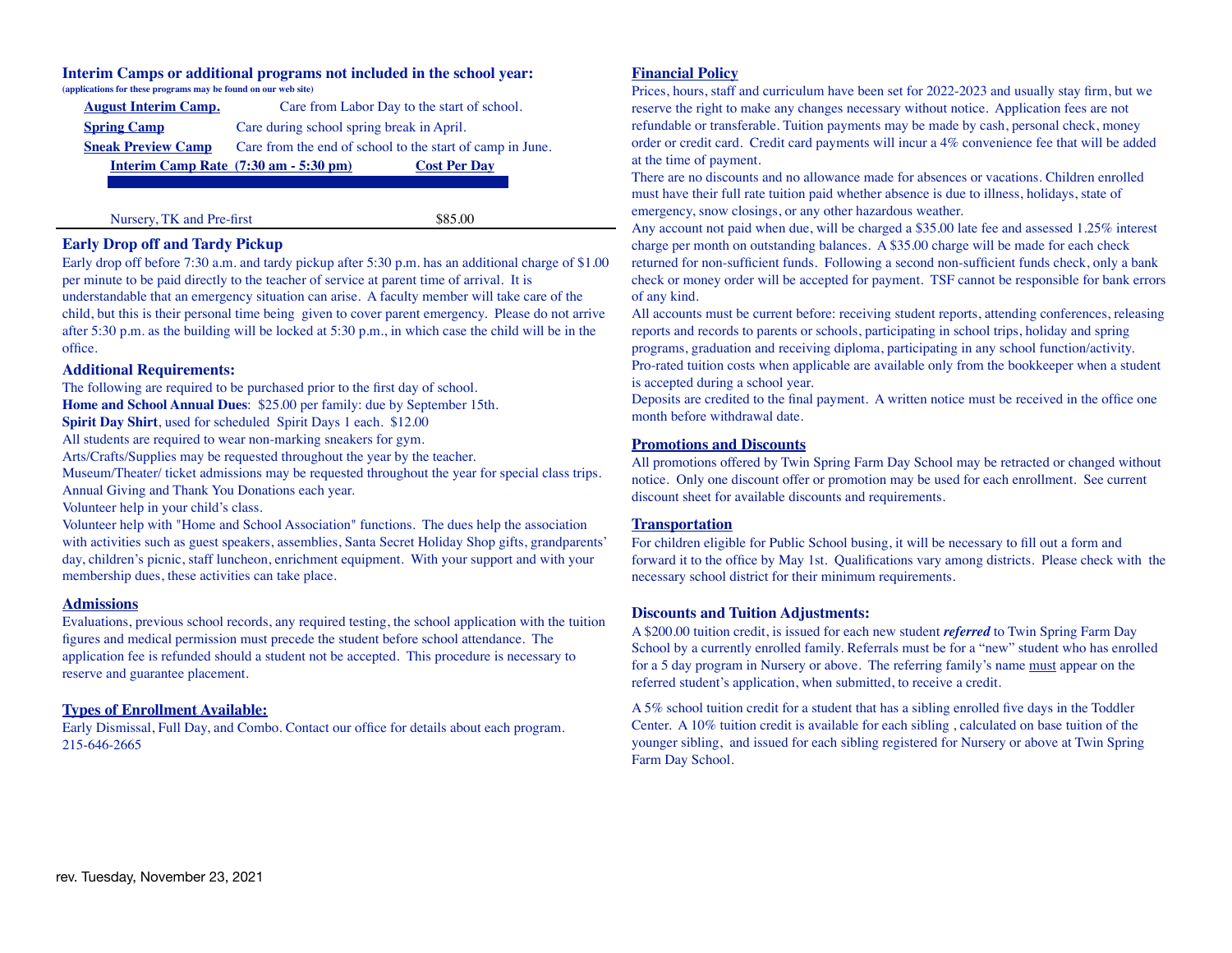## Interim Camps or additional programs not included in the school year:

(applications for these programs may be found on our web site)

| | |
|---|---|
| **August Interim Camp.** | Care from Labor Day to the start of school. |
| **Spring Camp** | Care during school spring break in April. |
| **Sneak Preview Camp** | Care from the end of school to the start of camp in June. |

| Interim Camp Rate (7:30 am - 5:30 pm) | Cost Per Day |
|---|---|
| Nursery, TK and Pre-first | $85.00 |

### Early Drop off and Tardy Pickup

Early drop off before 7:30 a.m. and tardy pickup after 5:30 p.m. has an additional charge of $1.00 per minute to be paid directly to the teacher of service at parent time of arrival. It is understandable that an emergency situation can arise. A faculty member will take care of the child, but this is their personal time being given to cover parent emergency. Please do not arrive after 5:30 p.m. as the building will be locked at 5:30 p.m., in which case the child will be in the office.

### Additional Requirements:

The following are required to be purchased prior to the first day of school.

**Home and School Annual Dues**: $25.00 per family: due by September 15th.

**Spirit Day Shirt**, used for scheduled Spirit Days 1 each. $12.00

All students are required to wear non-marking sneakers for gym.

Arts/Crafts/Supplies may be requested throughout the year by the teacher.

Museum/Theater/ ticket admissions may be requested throughout the year for special class trips.

Annual Giving and Thank You Donations each year.

Volunteer help in your child's class.

Volunteer help with "Home and School Association" functions. The dues help the association with activities such as guest speakers, assemblies, Santa Secret Holiday Shop gifts, grandparents' day, children's picnic, staff luncheon, enrichment equipment. With your support and with your membership dues, these activities can take place.

### Admissions

Evaluations, previous school records, any required testing, the school application with the tuition figures and medical permission must precede the student before school attendance. The application fee is refunded should a student not be accepted. This procedure is necessary to reserve and guarantee placement.

### Types of Enrollment Available:

Early Dismissal, Full Day, and Combo. Contact our office for details about each program. 215-646-2665

### Financial Policy

Prices, hours, staff and curriculum have been set for 2022-2023 and usually stay firm, but we reserve the right to make any changes necessary without notice. Application fees are not refundable or transferable. Tuition payments may be made by cash, personal check, money order or credit card. Credit card payments will incur a 4% convenience fee that will be added at the time of payment.

There are no discounts and no allowance made for absences or vacations. Children enrolled must have their full rate tuition paid whether absence is due to illness, holidays, state of emergency, snow closings, or any other hazardous weather.

Any account not paid when due, will be charged a $35.00 late fee and assessed 1.25% interest charge per month on outstanding balances. A $35.00 charge will be made for each check returned for non-sufficient funds. Following a second non-sufficient funds check, only a bank check or money order will be accepted for payment. TSF cannot be responsible for bank errors of any kind.

All accounts must be current before: receiving student reports, attending conferences, releasing reports and records to parents or schools, participating in school trips, holiday and spring programs, graduation and receiving diploma, participating in any school function/activity.

Pro-rated tuition costs when applicable are available only from the bookkeeper when a student is accepted during a school year.

Deposits are credited to the final payment. A written notice must be received in the office one month before withdrawal date.

### Promotions and Discounts

All promotions offered by Twin Spring Farm Day School may be retracted or changed without notice. Only one discount offer or promotion may be used for each enrollment. See current discount sheet for available discounts and requirements.

### Transportation

For children eligible for Public School busing, it will be necessary to fill out a form and forward it to the office by May 1st. Qualifications vary among districts. Please check with the necessary school district for their minimum requirements.

### Discounts and Tuition Adjustments:

A $200.00 tuition credit, is issued for each new student ***referred*** to Twin Spring Farm Day School by a currently enrolled family. Referrals must be for a "new" student who has enrolled for a 5 day program in Nursery or above. The referring family's name must appear on the referred student's application, when submitted, to receive a credit.

A 5% school tuition credit for a student that has a sibling enrolled five days in the Toddler Center. A 10% tuition credit is available for each sibling , calculated on base tuition of the younger sibling, and issued for each sibling registered for Nursery or above at Twin Spring Farm Day School.

rev. Tuesday, November 23, 2021